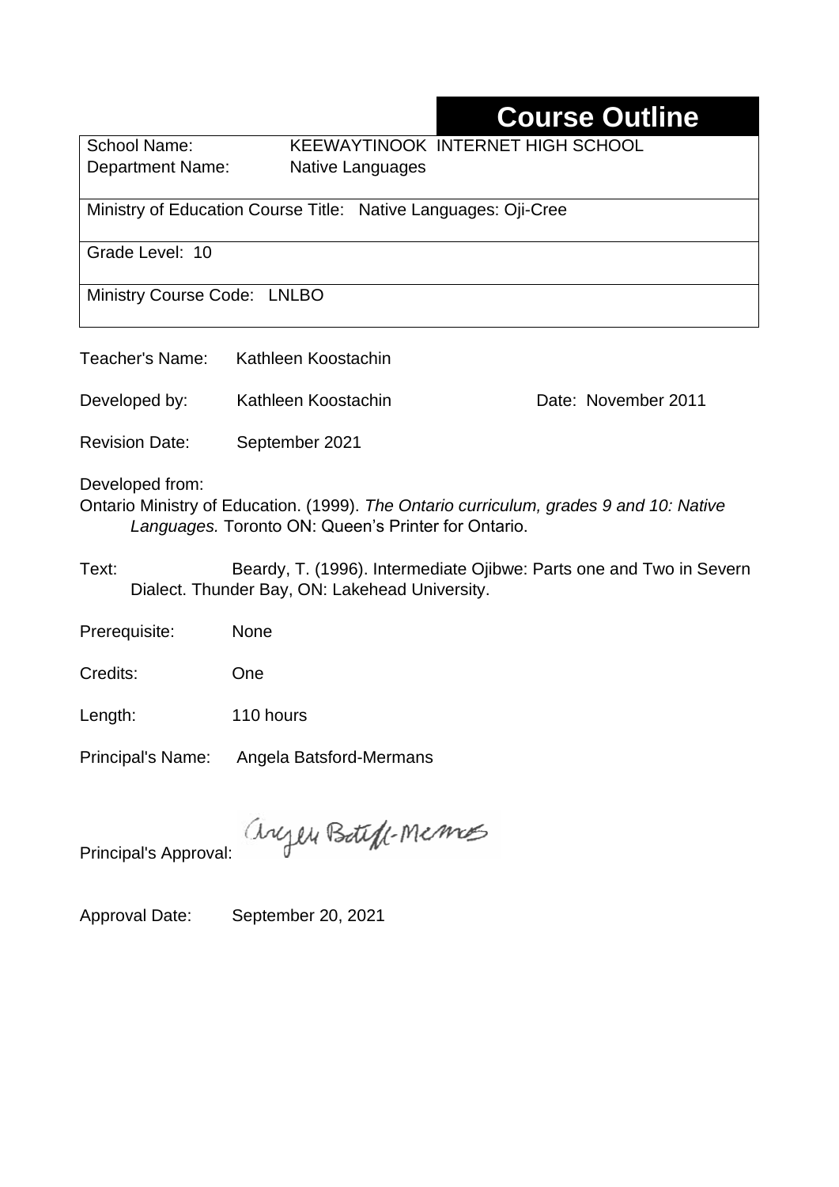# Course Outline

| | |
|---|---|
| School Name: | KEEWAYTINOOK INTERNET HIGH SCHOOL |
| Department Name: | Native Languages |
| Ministry of Education Course Title: | Native Languages: Oji-Cree |
| Grade Level: | 10 |
| Ministry Course Code: | LNLBO |

Teacher's Name: Kathleen Koostachin

Developed by: Kathleen Koostachin    Date: November 2011

Revision Date: September 2021

Developed from:
Ontario Ministry of Education. (1999). *The Ontario curriculum, grades 9 and 10: Native Languages.* Toronto ON: Queen's Printer for Ontario.

Text: Beardy, T. (1996). Intermediate Ojibwe: Parts one and Two in Severn Dialect. Thunder Bay, ON: Lakehead University.

Prerequisite: None

Credits: One

Length: 110 hours

Principal's Name: Angela Batsford-Mermans

Principal's Approval: Angela Batsford-Mermans

Approval Date: September 20, 2021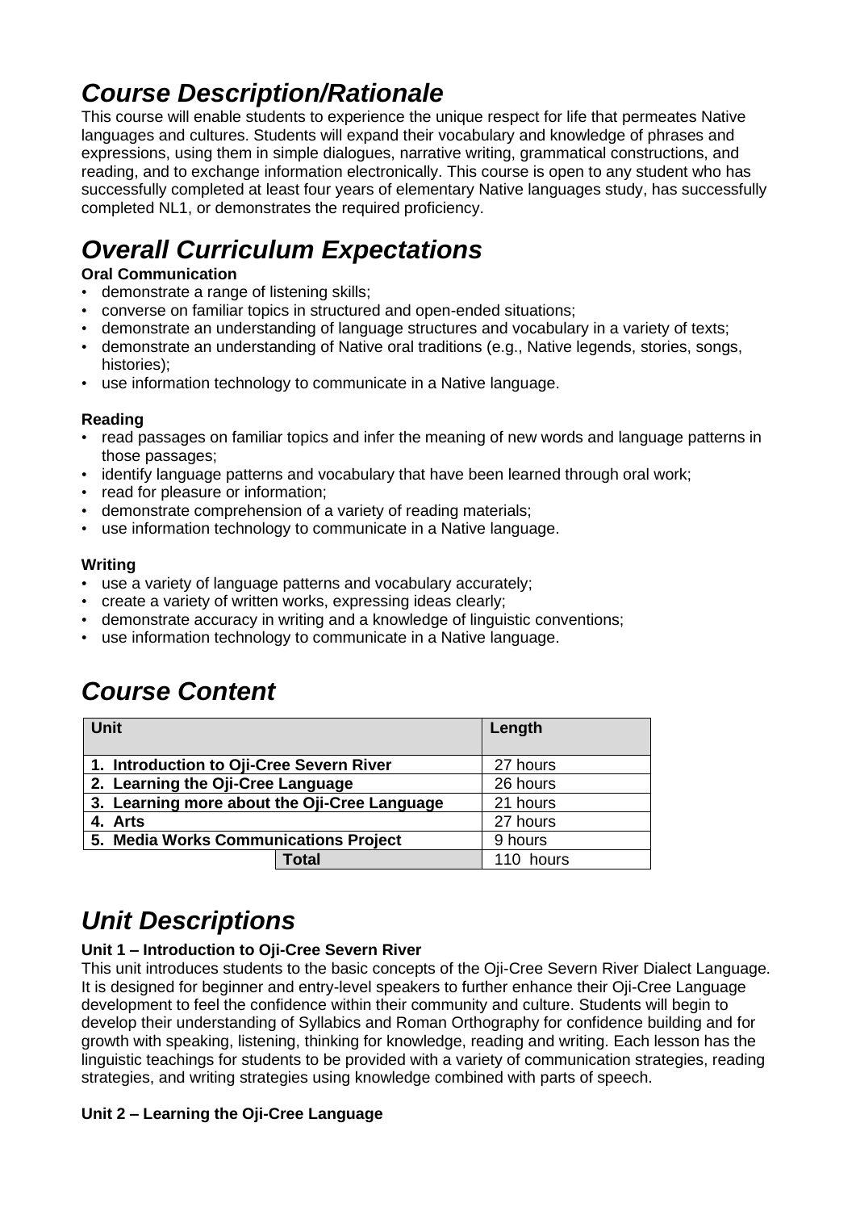## *Course Description/Rationale*

This course will enable students to experience the unique respect for life that permeates Native languages and cultures. Students will expand their vocabulary and knowledge of phrases and expressions, using them in simple dialogues, narrative writing, grammatical constructions, and reading, and to exchange information electronically. This course is open to any student who has successfully completed at least four years of elementary Native languages study, has successfully completed NL1, or demonstrates the required proficiency.

## *Overall Curriculum Expectations*

**Oral Communication**

- demonstrate a range of listening skills;
- converse on familiar topics in structured and open-ended situations;
- demonstrate an understanding of language structures and vocabulary in a variety of texts;
- demonstrate an understanding of Native oral traditions (e.g., Native legends, stories, songs, histories);
- use information technology to communicate in a Native language.

**Reading**

- read passages on familiar topics and infer the meaning of new words and language patterns in those passages;
- identify language patterns and vocabulary that have been learned through oral work;
- read for pleasure or information;
- demonstrate comprehension of a variety of reading materials;
- use information technology to communicate in a Native language.

**Writing**

- use a variety of language patterns and vocabulary accurately;
- create a variety of written works, expressing ideas clearly;
- demonstrate accuracy in writing and a knowledge of linguistic conventions;
- use information technology to communicate in a Native language.

## *Course Content*

| Unit | Length |
|---|---|
| **1. Introduction to Oji-Cree Severn River** | 27 hours |
| **2. Learning the Oji-Cree Language** | 26 hours |
| **3. Learning more about the Oji-Cree Language** | 21 hours |
| **4. Arts** | 27 hours |
| **5. Media Works Communications Project** | 9 hours |
| **Total** | 110 hours |

## *Unit Descriptions*

**Unit 1 – Introduction to Oji-Cree Severn River**

This unit introduces students to the basic concepts of the Oji-Cree Severn River Dialect Language. It is designed for beginner and entry-level speakers to further enhance their Oji-Cree Language development to feel the confidence within their community and culture. Students will begin to develop their understanding of Syllabics and Roman Orthography for confidence building and for growth with speaking, listening, thinking for knowledge, reading and writing. Each lesson has the linguistic teachings for students to be provided with a variety of communication strategies, reading strategies, and writing strategies using knowledge combined with parts of speech.

**Unit 2 – Learning the Oji-Cree Language**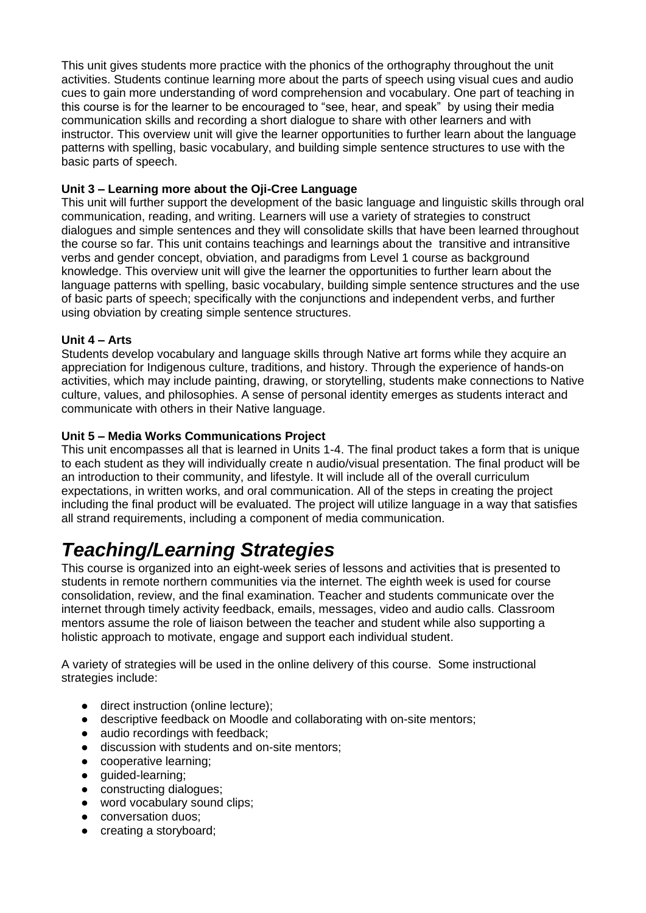This unit gives students more practice with the phonics of the orthography throughout the unit activities. Students continue learning more about the parts of speech using visual cues and audio cues to gain more understanding of word comprehension and vocabulary. One part of teaching in this course is for the learner to be encouraged to "see, hear, and speak" by using their media communication skills and recording a short dialogue to share with other learners and with instructor. This overview unit will give the learner opportunities to further learn about the language patterns with spelling, basic vocabulary, and building simple sentence structures to use with the basic parts of speech.

**Unit 3 – Learning more about the Oji-Cree Language**
This unit will further support the development of the basic language and linguistic skills through oral communication, reading, and writing. Learners will use a variety of strategies to construct dialogues and simple sentences and they will consolidate skills that have been learned throughout the course so far. This unit contains teachings and learnings about the transitive and intransitive verbs and gender concept, obviation, and paradigms from Level 1 course as background knowledge. This overview unit will give the learner the opportunities to further learn about the language patterns with spelling, basic vocabulary, building simple sentence structures and the use of basic parts of speech; specifically with the conjunctions and independent verbs, and further using obviation by creating simple sentence structures.

**Unit 4 – Arts**
Students develop vocabulary and language skills through Native art forms while they acquire an appreciation for Indigenous culture, traditions, and history. Through the experience of hands-on activities, which may include painting, drawing, or storytelling, students make connections to Native culture, values, and philosophies. A sense of personal identity emerges as students interact and communicate with others in their Native language.

**Unit 5 – Media Works Communications Project**
This unit encompasses all that is learned in Units 1-4. The final product takes a form that is unique to each student as they will individually create n audio/visual presentation. The final product will be an introduction to their community, and lifestyle. It will include all of the overall curriculum expectations, in written works, and oral communication. All of the steps in creating the project including the final product will be evaluated. The project will utilize language in a way that satisfies all strand requirements, including a component of media communication.

# *Teaching/Learning Strategies*

This course is organized into an eight-week series of lessons and activities that is presented to students in remote northern communities via the internet. The eighth week is used for course consolidation, review, and the final examination. Teacher and students communicate over the internet through timely activity feedback, emails, messages, video and audio calls. Classroom mentors assume the role of liaison between the teacher and student while also supporting a holistic approach to motivate, engage and support each individual student.

A variety of strategies will be used in the online delivery of this course. Some instructional strategies include:

- direct instruction (online lecture);
- descriptive feedback on Moodle and collaborating with on-site mentors;
- audio recordings with feedback;
- discussion with students and on-site mentors;
- cooperative learning;
- guided-learning;
- constructing dialogues;
- word vocabulary sound clips;
- conversation duos;
- creating a storyboard;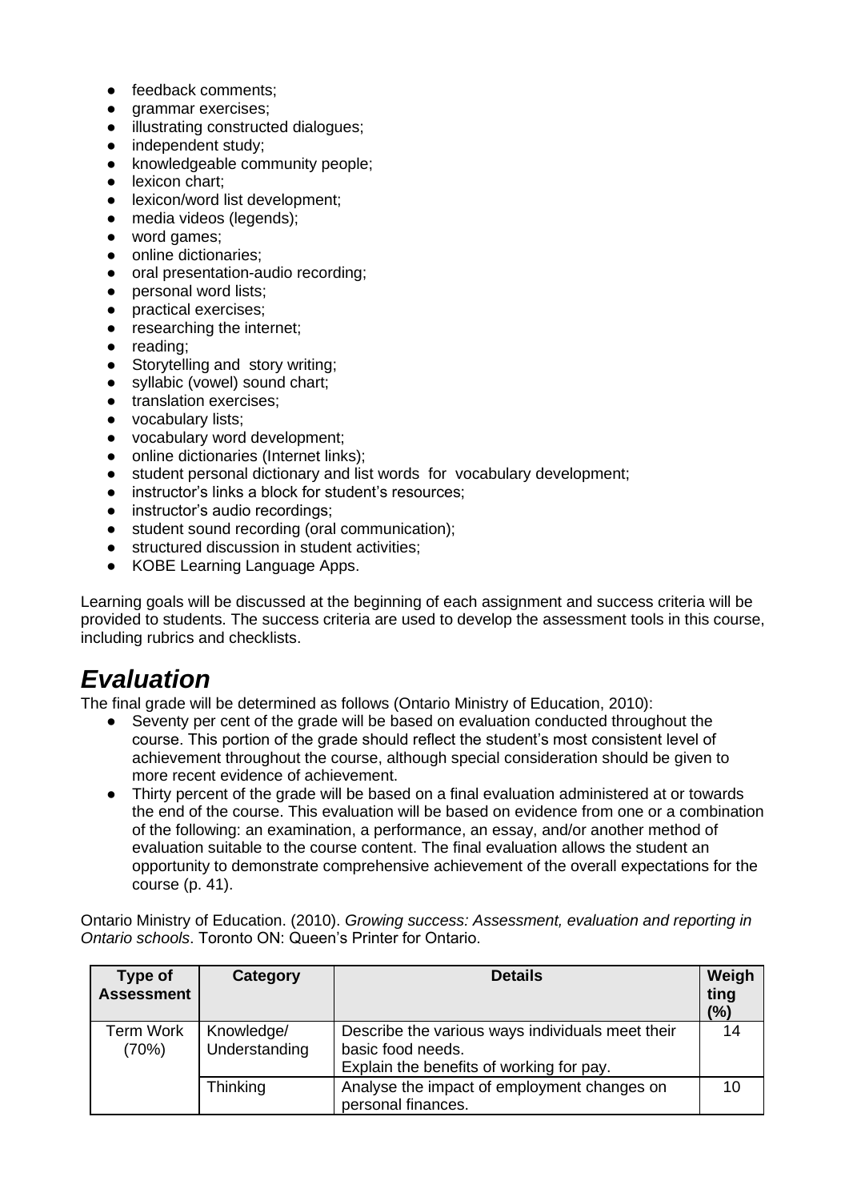- feedback comments;
- grammar exercises;
- illustrating constructed dialogues;
- independent study;
- knowledgeable community people;
- lexicon chart;
- lexicon/word list development;
- media videos (legends);
- word games;
- online dictionaries;
- oral presentation-audio recording;
- personal word lists;
- practical exercises;
- researching the internet;
- reading;
- Storytelling and story writing;
- syllabic (vowel) sound chart;
- translation exercises;
- vocabulary lists;
- vocabulary word development;
- online dictionaries (Internet links);
- student personal dictionary and list words for vocabulary development;
- instructor's links a block for student's resources;
- instructor's audio recordings;
- student sound recording (oral communication);
- structured discussion in student activities;
- KOBE Learning Language Apps.

Learning goals will be discussed at the beginning of each assignment and success criteria will be provided to students. The success criteria are used to develop the assessment tools in this course, including rubrics and checklists.

# *Evaluation*

The final grade will be determined as follows (Ontario Ministry of Education, 2010):

- Seventy per cent of the grade will be based on evaluation conducted throughout the course. This portion of the grade should reflect the student's most consistent level of achievement throughout the course, although special consideration should be given to more recent evidence of achievement.
- Thirty percent of the grade will be based on a final evaluation administered at or towards the end of the course. This evaluation will be based on evidence from one or a combination of the following: an examination, a performance, an essay, and/or another method of evaluation suitable to the course content. The final evaluation allows the student an opportunity to demonstrate comprehensive achievement of the overall expectations for the course (p. 41).

Ontario Ministry of Education. (2010). *Growing success: Assessment, evaluation and reporting in Ontario schools*. Toronto ON: Queen's Printer for Ontario.

| Type of Assessment | Category | Details | Weighting (%) |
|---|---|---|---|
| Term Work (70%) | Knowledge/ Understanding | Describe the various ways individuals meet their basic food needs. Explain the benefits of working for pay. | 14 |
| | Thinking | Analyse the impact of employment changes on personal finances. | 10 |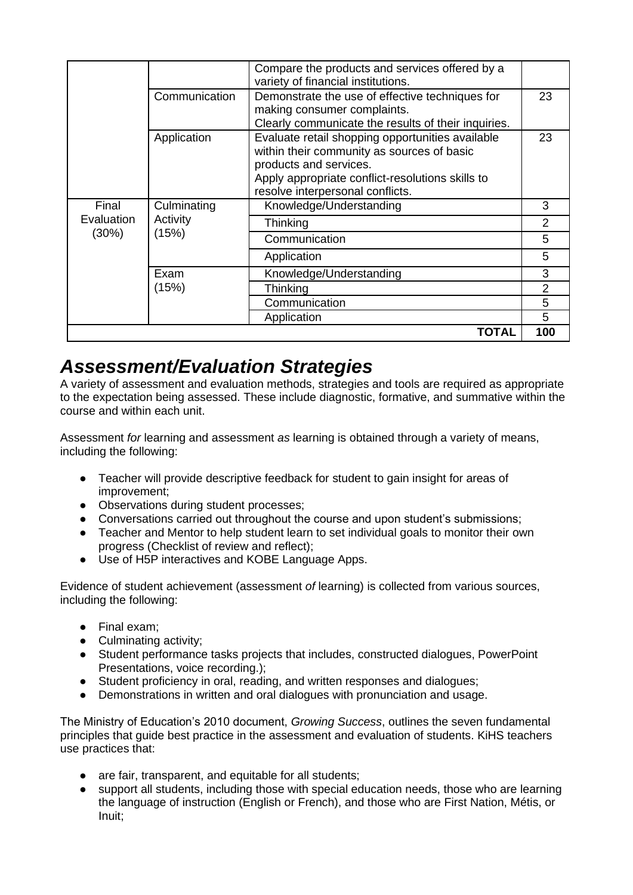| | | | |
|---|---|---|---|
| | | Compare the products and services offered by a variety of financial institutions. | |
| | Communication | Demonstrate the use of effective techniques for making consumer complaints. Clearly communicate the results of their inquiries. | 23 |
| | Application | Evaluate retail shopping opportunities available within their community as sources of basic products and services. Apply appropriate conflict-resolutions skills to resolve interpersonal conflicts. | 23 |
| Final Evaluation (30%) | Culminating Activity (15%) | Knowledge/Understanding | 3 |
| | | Thinking | 2 |
| | | Communication | 5 |
| | | Application | 5 |
| | Exam (15%) | Knowledge/Understanding | 3 |
| | | Thinking | 2 |
| | | Communication | 5 |
| | | Application | 5 |
| | | **TOTAL** | **100** |

## *Assessment/Evaluation Strategies*

A variety of assessment and evaluation methods, strategies and tools are required as appropriate to the expectation being assessed. These include diagnostic, formative, and summative within the course and within each unit.

Assessment *for* learning and assessment *as* learning is obtained through a variety of means, including the following:

- Teacher will provide descriptive feedback for student to gain insight for areas of improvement;
- Observations during student processes;
- Conversations carried out throughout the course and upon student's submissions;
- Teacher and Mentor to help student learn to set individual goals to monitor their own progress (Checklist of review and reflect);
- Use of H5P interactives and KOBE Language Apps.

Evidence of student achievement (assessment *of* learning) is collected from various sources, including the following:

- Final exam;
- Culminating activity;
- Student performance tasks projects that includes, constructed dialogues, PowerPoint Presentations, voice recording.);
- Student proficiency in oral, reading, and written responses and dialogues;
- Demonstrations in written and oral dialogues with pronunciation and usage.

The Ministry of Education's 2010 document, *Growing Success*, outlines the seven fundamental principles that guide best practice in the assessment and evaluation of students. KiHS teachers use practices that:

- are fair, transparent, and equitable for all students;
- support all students, including those with special education needs, those who are learning the language of instruction (English or French), and those who are First Nation, Métis, or Inuit;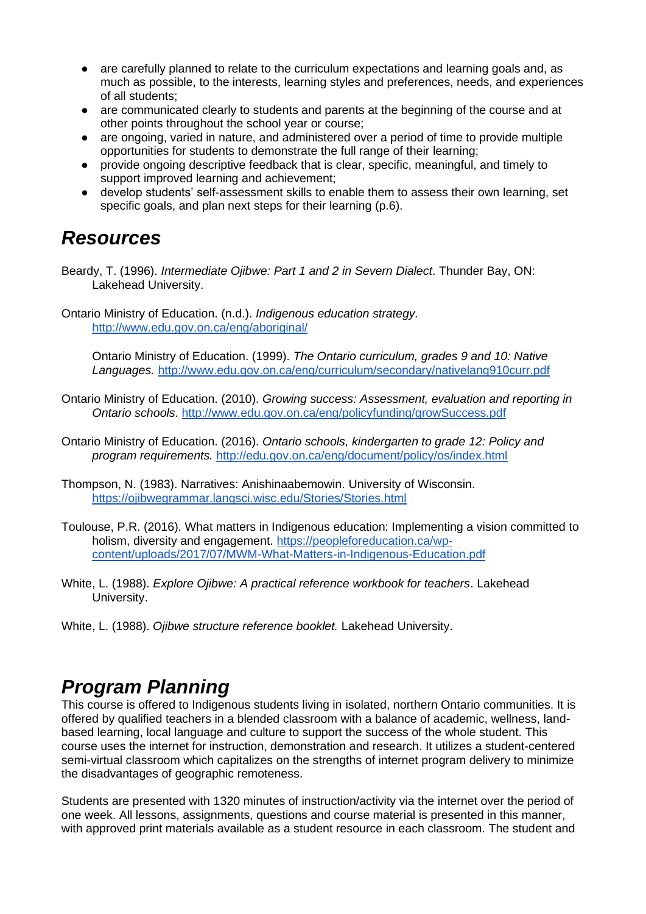- are carefully planned to relate to the curriculum expectations and learning goals and, as much as possible, to the interests, learning styles and preferences, needs, and experiences of all students;
- are communicated clearly to students and parents at the beginning of the course and at other points throughout the school year or course;
- are ongoing, varied in nature, and administered over a period of time to provide multiple opportunities for students to demonstrate the full range of their learning;
- provide ongoing descriptive feedback that is clear, specific, meaningful, and timely to support improved learning and achievement;
- develop students' self-assessment skills to enable them to assess their own learning, set specific goals, and plan next steps for their learning (p.6).

## *Resources*

Beardy, T. (1996). *Intermediate Ojibwe: Part 1 and 2 in Severn Dialect*. Thunder Bay, ON: Lakehead University.

Ontario Ministry of Education. (n.d.). *Indigenous education strategy.* http://www.edu.gov.on.ca/eng/aboriginal/

Ontario Ministry of Education. (1999). *The Ontario curriculum, grades 9 and 10: Native Languages.* http://www.edu.gov.on.ca/eng/curriculum/secondary/nativelang910curr.pdf

Ontario Ministry of Education. (2010). *Growing success: Assessment, evaluation and reporting in Ontario schools*. http://www.edu.gov.on.ca/eng/policyfunding/growSuccess.pdf

Ontario Ministry of Education. (2016). *Ontario schools, kindergarten to grade 12: Policy and program requirements.* http://edu.gov.on.ca/eng/document/policy/os/index.html

Thompson, N. (1983). Narratives: Anishinaabemowin. University of Wisconsin. https://ojibwegrammar.langsci.wisc.edu/Stories/Stories.html

Toulouse, P.R. (2016). What matters in Indigenous education: Implementing a vision committed to holism, diversity and engagement. https://peopleforeducation.ca/wp-content/uploads/2017/07/MWM-What-Matters-in-Indigenous-Education.pdf

White, L. (1988). *Explore Ojibwe: A practical reference workbook for teachers*. Lakehead University.

White, L. (1988). *Ojibwe structure reference booklet.* Lakehead University.

## *Program Planning*

This course is offered to Indigenous students living in isolated, northern Ontario communities. It is offered by qualified teachers in a blended classroom with a balance of academic, wellness, land-based learning, local language and culture to support the success of the whole student. This course uses the internet for instruction, demonstration and research. It utilizes a student-centered semi-virtual classroom which capitalizes on the strengths of internet program delivery to minimize the disadvantages of geographic remoteness.

Students are presented with 1320 minutes of instruction/activity via the internet over the period of one week. All lessons, assignments, questions and course material is presented in this manner, with approved print materials available as a student resource in each classroom. The student and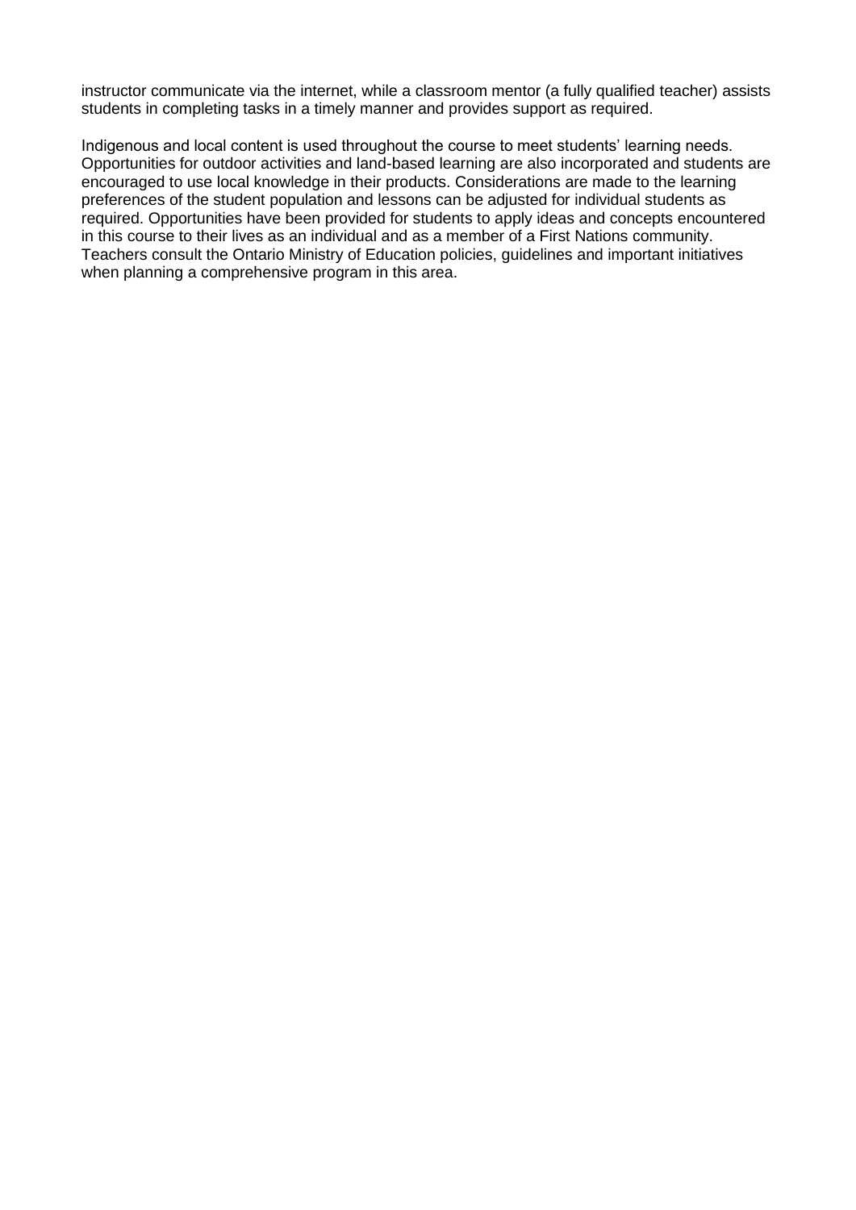instructor communicate via the internet, while a classroom mentor (a fully qualified teacher) assists students in completing tasks in a timely manner and provides support as required.

Indigenous and local content is used throughout the course to meet students' learning needs. Opportunities for outdoor activities and land-based learning are also incorporated and students are encouraged to use local knowledge in their products. Considerations are made to the learning preferences of the student population and lessons can be adjusted for individual students as required. Opportunities have been provided for students to apply ideas and concepts encountered in this course to their lives as an individual and as a member of a First Nations community. Teachers consult the Ontario Ministry of Education policies, guidelines and important initiatives when planning a comprehensive program in this area.